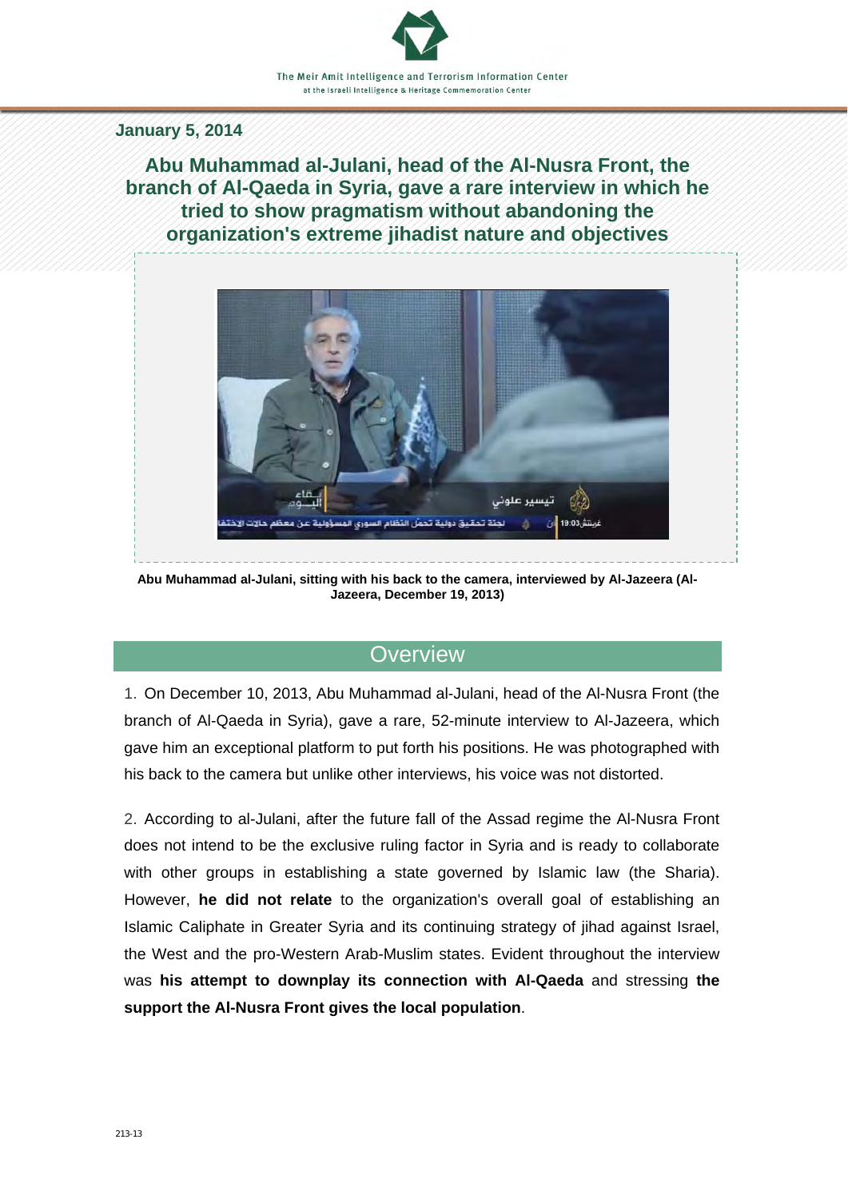The Meir Amit Intelligence and Terrorism Information Center
at the Israeli Intelligence & Heritage Commemoration Center

**January 5, 2014**

# Abu Muhammad al-Julani, head of the Al-Nusra Front, the branch of Al-Qaeda in Syria, gave a rare interview in which he tried to show pragmatism without abandoning the organization's extreme jihadist nature and objectives

**Abu Muhammad al-Julani, sitting with his back to the camera, interviewed by Al-Jazeera (Al-Jazeera, December 19, 2013)**

## Overview

1. On December 10, 2013, Abu Muhammad al-Julani, head of the Al-Nusra Front (the branch of Al-Qaeda in Syria), gave a rare, 52-minute interview to Al-Jazeera, which gave him an exceptional platform to put forth his positions. He was photographed with his back to the camera but unlike other interviews, his voice was not distorted.

2. According to al-Julani, after the future fall of the Assad regime the Al-Nusra Front does not intend to be the exclusive ruling factor in Syria and is ready to collaborate with other groups in establishing a state governed by Islamic law (the Sharia). However, **he did not relate** to the organization's overall goal of establishing an Islamic Caliphate in Greater Syria and its continuing strategy of jihad against Israel, the West and the pro-Western Arab-Muslim states. Evident throughout the interview was **his attempt to downplay its connection with Al-Qaeda** and stressing **the support the Al-Nusra Front gives the local population**.

213-13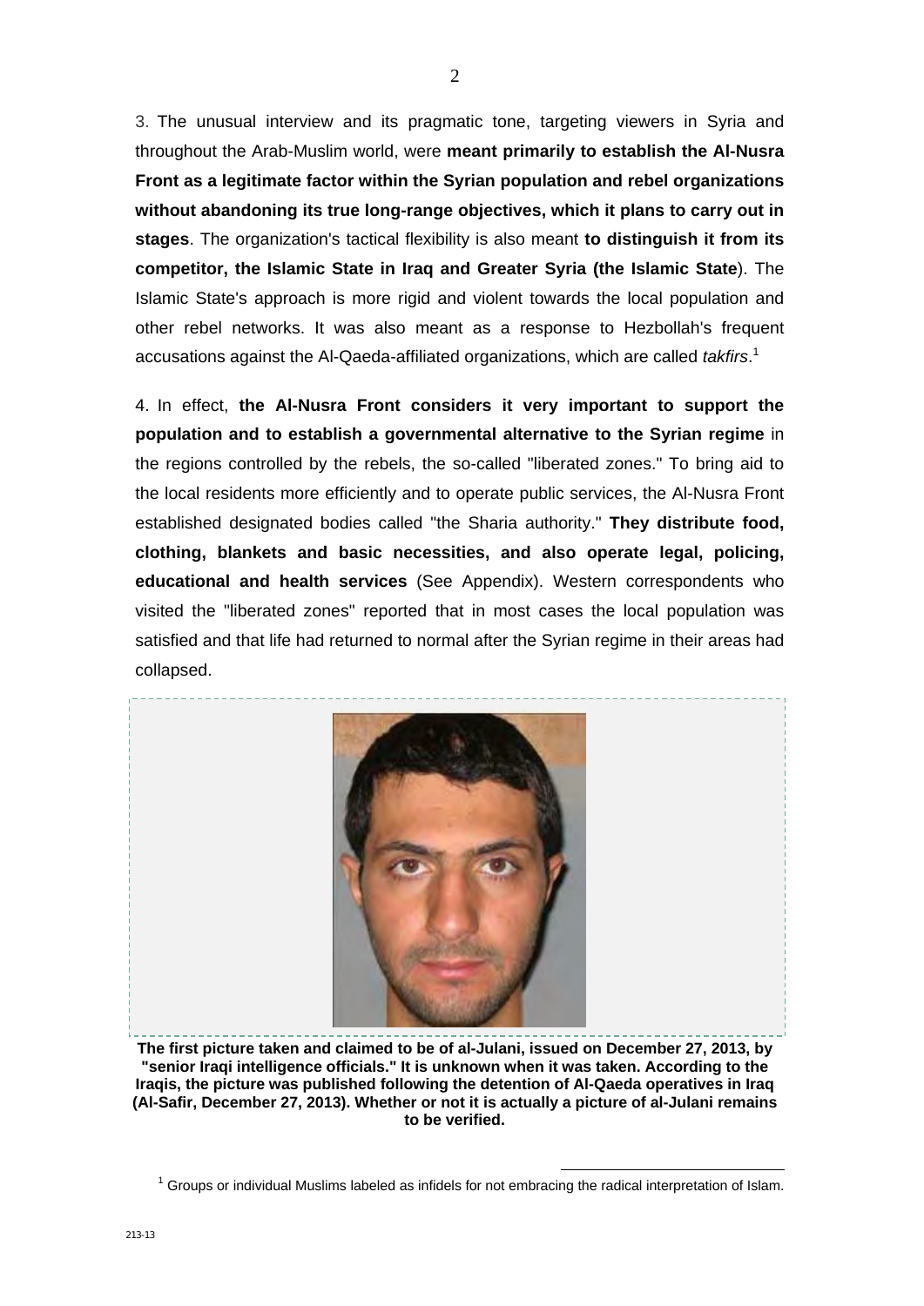3. The unusual interview and its pragmatic tone, targeting viewers in Syria and throughout the Arab-Muslim world, were **meant primarily to establish the Al-Nusra Front as a legitimate factor within the Syrian population and rebel organizations without abandoning its true long-range objectives, which it plans to carry out in stages**. The organization's tactical flexibility is also meant **to distinguish it from its competitor, the Islamic State in Iraq and Greater Syria (the Islamic State**). The Islamic State's approach is more rigid and violent towards the local population and other rebel networks. It was also meant as a response to Hezbollah's frequent accusations against the Al-Qaeda-affiliated organizations, which are called *takfirs*.[1]

4. In effect, **the Al-Nusra Front considers it very important to support the population and to establish a governmental alternative to the Syrian regime** in the regions controlled by the rebels, the so-called "liberated zones." To bring aid to the local residents more efficiently and to operate public services, the Al-Nusra Front established designated bodies called "the Sharia authority." **They distribute food, clothing, blankets and basic necessities, and also operate legal, policing, educational and health services** (See Appendix). Western correspondents who visited the "liberated zones" reported that in most cases the local population was satisfied and that life had returned to normal after the Syrian regime in their areas had collapsed.

**The first picture taken and claimed to be of al-Julani, issued on December 27, 2013, by "senior Iraqi intelligence officials." It is unknown when it was taken. According to the Iraqis, the picture was published following the detention of Al-Qaeda operatives in Iraq (Al-Safir, December 27, 2013). Whether or not it is actually a picture of al-Julani remains to be verified.**

[1] Groups or individual Muslims labeled as infidels for not embracing the radical interpretation of Islam.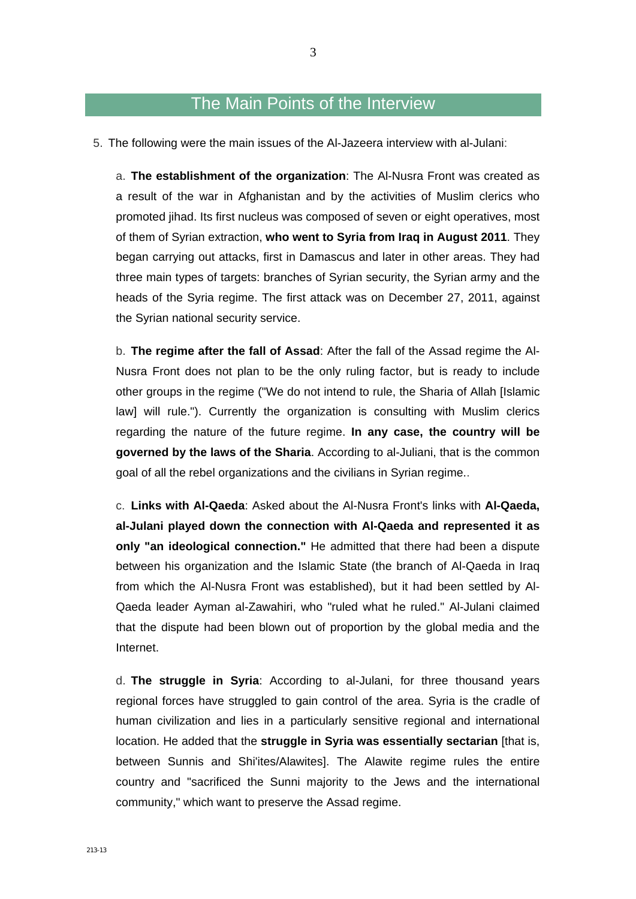## The Main Points of the Interview

5. The following were the main issues of the Al-Jazeera interview with al-Julani:

   a. **The establishment of the organization**: The Al-Nusra Front was created as a result of the war in Afghanistan and by the activities of Muslim clerics who promoted jihad. Its first nucleus was composed of seven or eight operatives, most of them of Syrian extraction, **who went to Syria from Iraq in August 2011**. They began carrying out attacks, first in Damascus and later in other areas. They had three main types of targets: branches of Syrian security, the Syrian army and the heads of the Syria regime. The first attack was on December 27, 2011, against the Syrian national security service.

   b. **The regime after the fall of Assad**: After the fall of the Assad regime the Al-Nusra Front does not plan to be the only ruling factor, but is ready to include other groups in the regime ("We do not intend to rule, the Sharia of Allah [Islamic law] will rule."). Currently the organization is consulting with Muslim clerics regarding the nature of the future regime. **In any case, the country will be governed by the laws of the Sharia**. According to al-Juliani, that is the common goal of all the rebel organizations and the civilians in Syrian regime..

   c. **Links with Al-Qaeda**: Asked about the Al-Nusra Front's links with **Al-Qaeda, al-Julani played down the connection with Al-Qaeda and represented it as only "an ideological connection."** He admitted that there had been a dispute between his organization and the Islamic State (the branch of Al-Qaeda in Iraq from which the Al-Nusra Front was established), but it had been settled by Al-Qaeda leader Ayman al-Zawahiri, who "ruled what he ruled." Al-Julani claimed that the dispute had been blown out of proportion by the global media and the Internet.

   d. **The struggle in Syria**: According to al-Julani, for three thousand years regional forces have struggled to gain control of the area. Syria is the cradle of human civilization and lies in a particularly sensitive regional and international location. He added that the **struggle in Syria was essentially sectarian** [that is, between Sunnis and Shi'ites/Alawites]. The Alawite regime rules the entire country and "sacrificed the Sunni majority to the Jews and the international community," which want to preserve the Assad regime.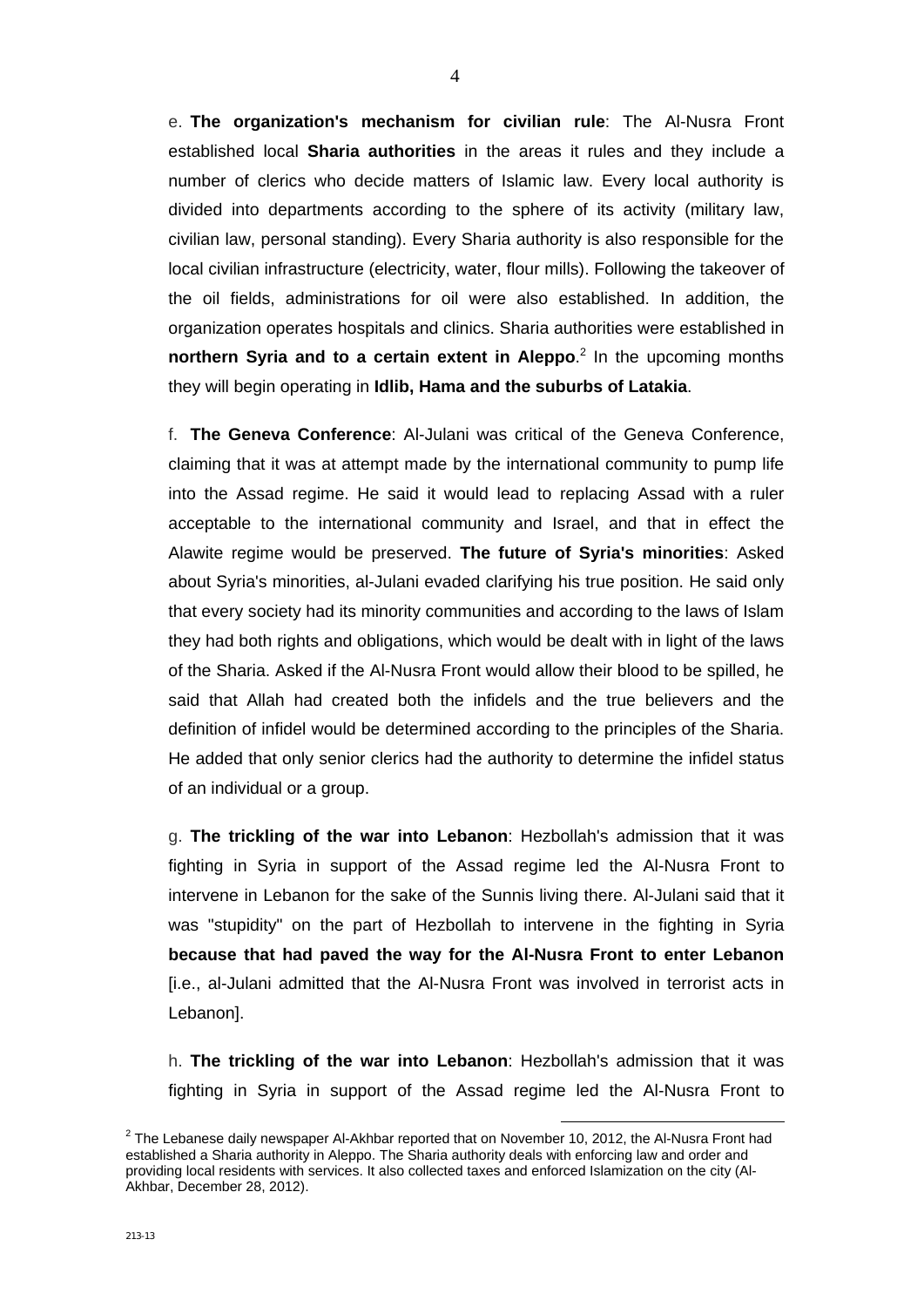e. **The organization's mechanism for civilian rule**: The Al-Nusra Front established local **Sharia authorities** in the areas it rules and they include a number of clerics who decide matters of Islamic law. Every local authority is divided into departments according to the sphere of its activity (military law, civilian law, personal standing). Every Sharia authority is also responsible for the local civilian infrastructure (electricity, water, flour mills). Following the takeover of the oil fields, administrations for oil were also established. In addition, the organization operates hospitals and clinics. Sharia authorities were established in **northern Syria and to a certain extent in Aleppo**.[2] In the upcoming months they will begin operating in **Idlib, Hama and the suburbs of Latakia**.

f. **The Geneva Conference**: Al-Julani was critical of the Geneva Conference, claiming that it was at attempt made by the international community to pump life into the Assad regime. He said it would lead to replacing Assad with a ruler acceptable to the international community and Israel, and that in effect the Alawite regime would be preserved. **The future of Syria's minorities**: Asked about Syria's minorities, al-Julani evaded clarifying his true position. He said only that every society had its minority communities and according to the laws of Islam they had both rights and obligations, which would be dealt with in light of the laws of the Sharia. Asked if the Al-Nusra Front would allow their blood to be spilled, he said that Allah had created both the infidels and the true believers and the definition of infidel would be determined according to the principles of the Sharia. He added that only senior clerics had the authority to determine the infidel status of an individual or a group.

g. **The trickling of the war into Lebanon**: Hezbollah's admission that it was fighting in Syria in support of the Assad regime led the Al-Nusra Front to intervene in Lebanon for the sake of the Sunnis living there. Al-Julani said that it was "stupidity" on the part of Hezbollah to intervene in the fighting in Syria **because that had paved the way for the Al-Nusra Front to enter Lebanon** [i.e., al-Julani admitted that the Al-Nusra Front was involved in terrorist acts in Lebanon].

h. **The trickling of the war into Lebanon**: Hezbollah's admission that it was fighting in Syria in support of the Assad regime led the Al-Nusra Front to

---

[2] The Lebanese daily newspaper Al-Akhbar reported that on November 10, 2012, the Al-Nusra Front had established a Sharia authority in Aleppo. The Sharia authority deals with enforcing law and order and providing local residents with services. It also collected taxes and enforced Islamization on the city (Al-Akhbar, December 28, 2012).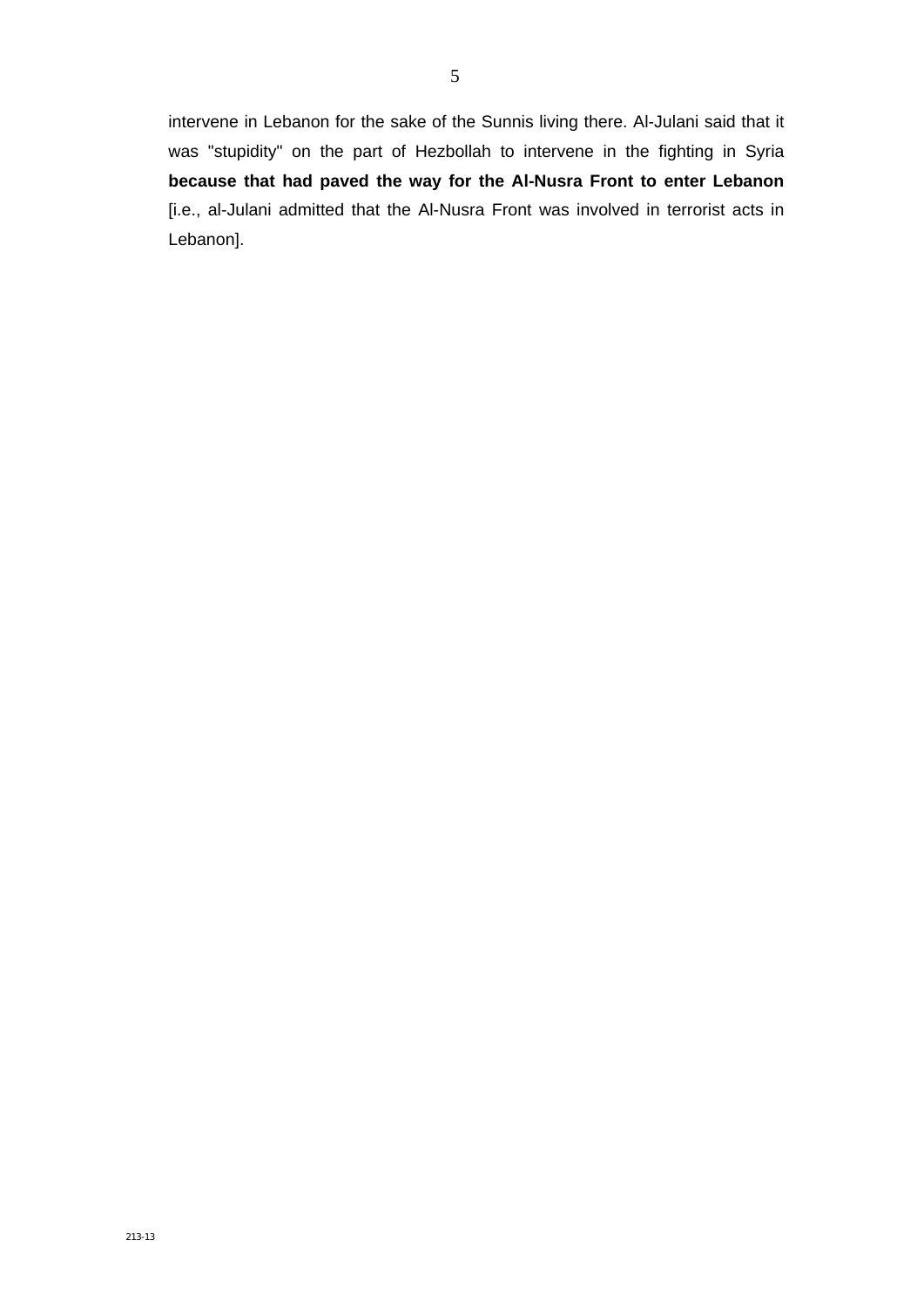intervene in Lebanon for the sake of the Sunnis living there. Al-Julani said that it was "stupidity" on the part of Hezbollah to intervene in the fighting in Syria **because that had paved the way for the Al-Nusra Front to enter Lebanon** [i.e., al-Julani admitted that the Al-Nusra Front was involved in terrorist acts in Lebanon].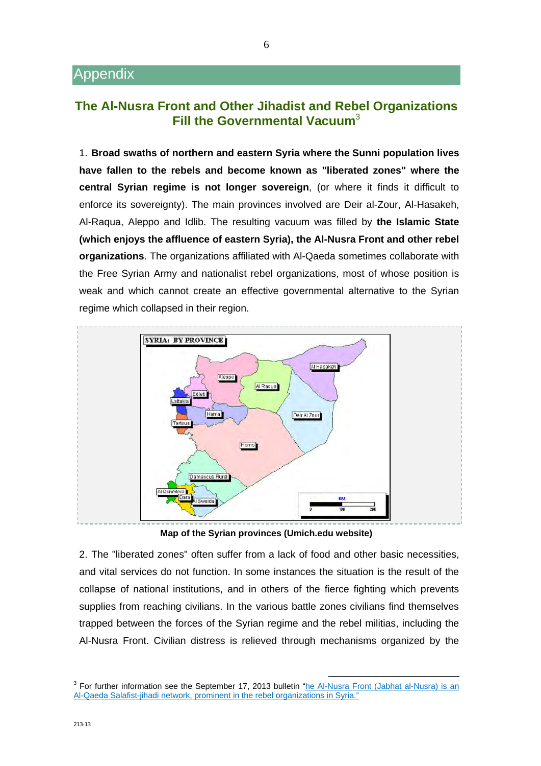## Appendix

### The Al-Nusra Front and Other Jihadist and Rebel Organizations Fill the Governmental Vacuum[3]

1. **Broad swaths of northern and eastern Syria where the Sunni population lives have fallen to the rebels and become known as "liberated zones" where the central Syrian regime is not longer sovereign**, (or where it finds it difficult to enforce its sovereignty). The main provinces involved are Deir al-Zour, Al-Hasakeh, Al-Raqua, Aleppo and Idlib. The resulting vacuum was filled by **the Islamic State (which enjoys the affluence of eastern Syria), the Al-Nusra Front and other rebel organizations**. The organizations affiliated with Al-Qaeda sometimes collaborate with the Free Syrian Army and nationalist rebel organizations, most of whose position is weak and which cannot create an effective governmental alternative to the Syrian regime which collapsed in their region.

**Map of the Syrian provinces (Umich.edu website)**

2. The "liberated zones" often suffer from a lack of food and other basic necessities, and vital services do not function. In some instances the situation is the result of the collapse of national institutions, and in others of the fierce fighting which prevents supplies from reaching civilians. In the various battle zones civilians find themselves trapped between the forces of the Syrian regime and the rebel militias, including the Al-Nusra Front. Civilian distress is relieved through mechanisms organized by the

---

[3] For further information see the September 17, 2013 bulletin "he Al-Nusra Front (Jabhat al-Nusra) is an Al-Qaeda Salafist-jihadi network, prominent in the rebel organizations in Syria."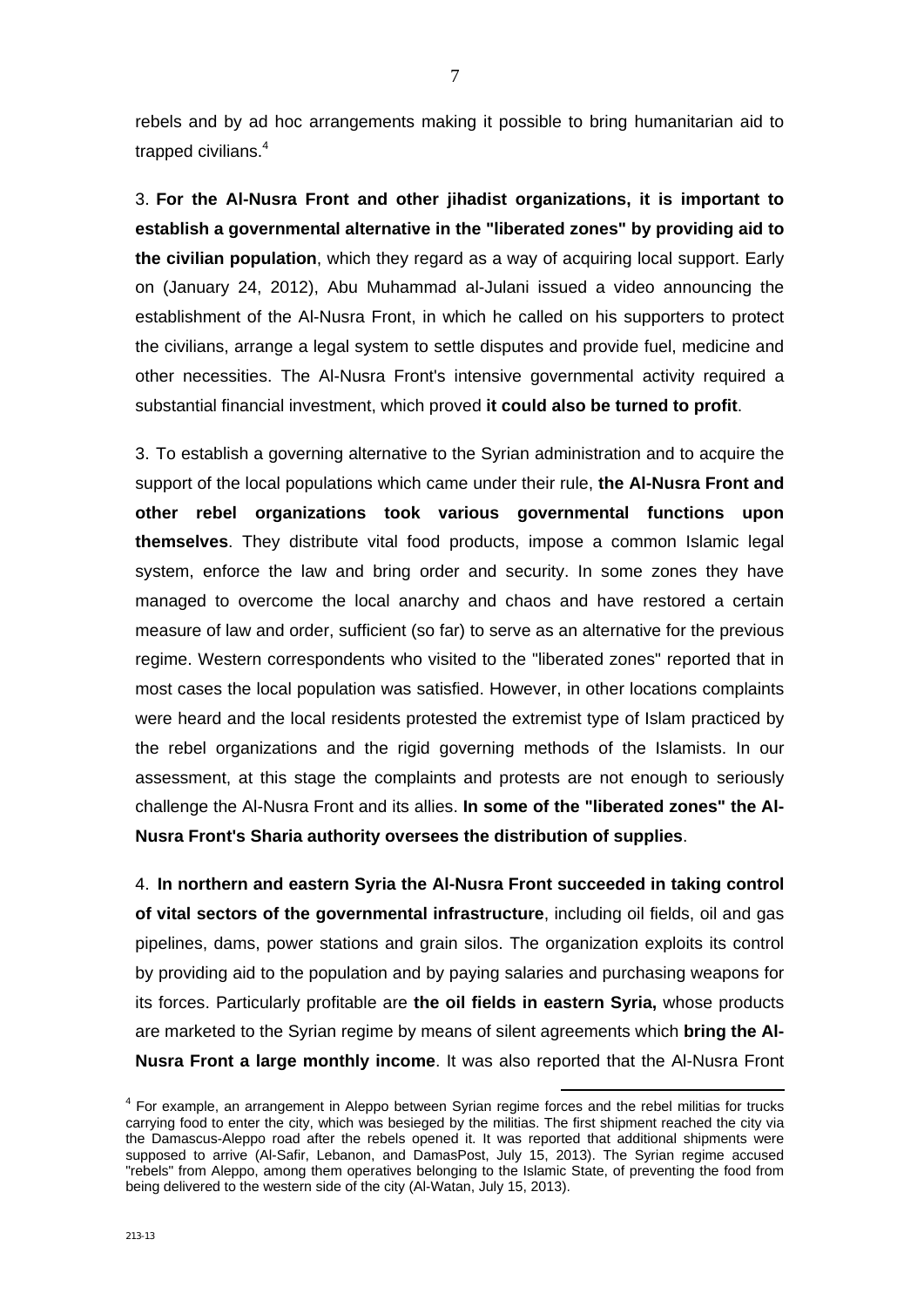rebels and by ad hoc arrangements making it possible to bring humanitarian aid to trapped civilians.[4]

3. **For the Al-Nusra Front and other jihadist organizations, it is important to establish a governmental alternative in the "liberated zones" by providing aid to the civilian population**, which they regard as a way of acquiring local support. Early on (January 24, 2012), Abu Muhammad al-Julani issued a video announcing the establishment of the Al-Nusra Front, in which he called on his supporters to protect the civilians, arrange a legal system to settle disputes and provide fuel, medicine and other necessities. The Al-Nusra Front's intensive governmental activity required a substantial financial investment, which proved **it could also be turned to profit**.

3. To establish a governing alternative to the Syrian administration and to acquire the support of the local populations which came under their rule, **the Al-Nusra Front and other rebel organizations took various governmental functions upon themselves**. They distribute vital food products, impose a common Islamic legal system, enforce the law and bring order and security. In some zones they have managed to overcome the local anarchy and chaos and have restored a certain measure of law and order, sufficient (so far) to serve as an alternative for the previous regime. Western correspondents who visited to the "liberated zones" reported that in most cases the local population was satisfied. However, in other locations complaints were heard and the local residents protested the extremist type of Islam practiced by the rebel organizations and the rigid governing methods of the Islamists. In our assessment, at this stage the complaints and protests are not enough to seriously challenge the Al-Nusra Front and its allies. **In some of the "liberated zones" the Al-Nusra Front's Sharia authority oversees the distribution of supplies**.

4. **In northern and eastern Syria the Al-Nusra Front succeeded in taking control of vital sectors of the governmental infrastructure**, including oil fields, oil and gas pipelines, dams, power stations and grain silos. The organization exploits its control by providing aid to the population and by paying salaries and purchasing weapons for its forces. Particularly profitable are **the oil fields in eastern Syria,** whose products are marketed to the Syrian regime by means of silent agreements which **bring the Al-Nusra Front a large monthly income**. It was also reported that the Al-Nusra Front

---

[4] For example, an arrangement in Aleppo between Syrian regime forces and the rebel militias for trucks carrying food to enter the city, which was besieged by the militias. The first shipment reached the city via the Damascus-Aleppo road after the rebels opened it. It was reported that additional shipments were supposed to arrive (Al-Safir, Lebanon, and DamasPost, July 15, 2013). The Syrian regime accused "rebels" from Aleppo, among them operatives belonging to the Islamic State, of preventing the food from being delivered to the western side of the city (Al-Watan, July 15, 2013).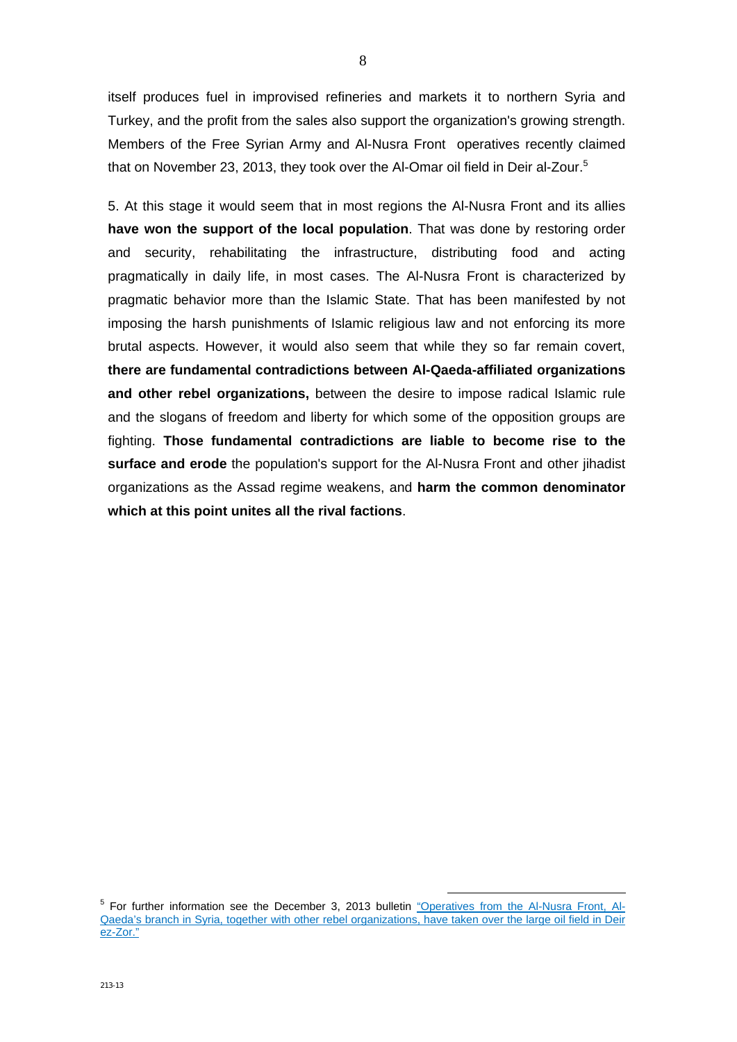itself produces fuel in improvised refineries and markets it to northern Syria and Turkey, and the profit from the sales also support the organization's growing strength. Members of the Free Syrian Army and Al-Nusra Front operatives recently claimed that on November 23, 2013, they took over the Al-Omar oil field in Deir al-Zour.[5]

5. At this stage it would seem that in most regions the Al-Nusra Front and its allies **have won the support of the local population**. That was done by restoring order and security, rehabilitating the infrastructure, distributing food and acting pragmatically in daily life, in most cases. The Al-Nusra Front is characterized by pragmatic behavior more than the Islamic State. That has been manifested by not imposing the harsh punishments of Islamic religious law and not enforcing its more brutal aspects. However, it would also seem that while they so far remain covert, **there are fundamental contradictions between Al-Qaeda-affiliated organizations and other rebel organizations,** between the desire to impose radical Islamic rule and the slogans of freedom and liberty for which some of the opposition groups are fighting. **Those fundamental contradictions are liable to become rise to the surface and erode** the population's support for the Al-Nusra Front and other jihadist organizations as the Assad regime weakens, and **harm the common denominator which at this point unites all the rival factions**.

---

[5] For further information see the December 3, 2013 bulletin "Operatives from the Al-Nusra Front, Al-Qaeda's branch in Syria, together with other rebel organizations, have taken over the large oil field in Deir ez-Zor."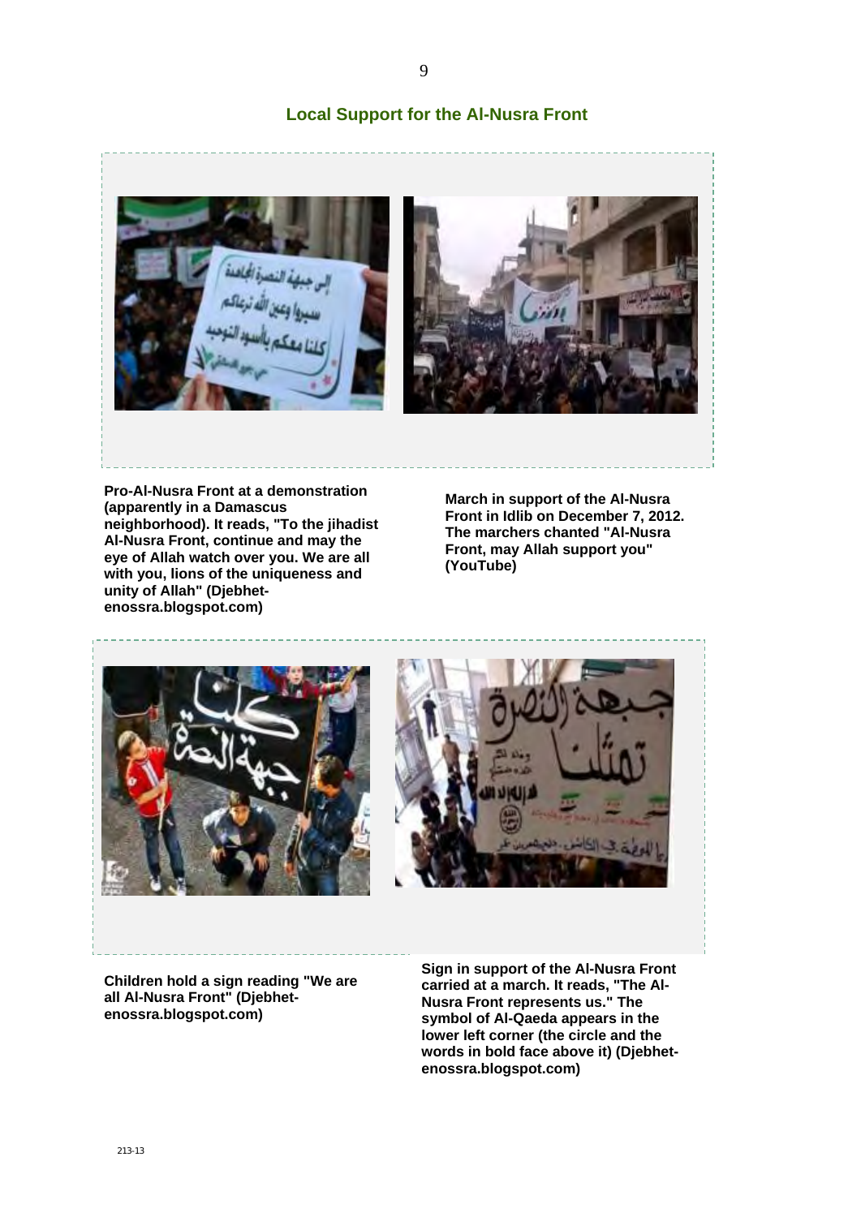## Local Support for the Al-Nusra Front

Pro-Al-Nusra Front at a demonstration (apparently in a Damascus neighborhood). It reads, "To the jihadist Al-Nusra Front, continue and may the eye of Allah watch over you. We are all with you, lions of the uniqueness and unity of Allah" (Djebhet-enossra.blogspot.com)

March in support of the Al-Nusra Front in Idlib on December 7, 2012. The marchers chanted "Al-Nusra Front, may Allah support you" (YouTube)

Children hold a sign reading "We are all Al-Nusra Front" (Djebhet-enossra.blogspot.com)

Sign in support of the Al-Nusra Front carried at a march. It reads, "The Al-Nusra Front represents us." The symbol of Al-Qaeda appears in the lower left corner (the circle and the words in bold face above it) (Djebhet-enossra.blogspot.com)